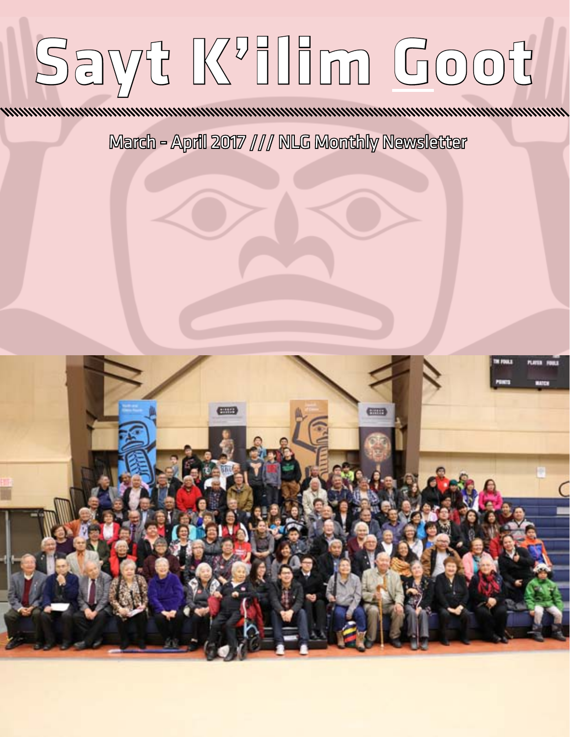# Sayt K'ilim Goot

March - April 2017 /// NLG Monthly Newsletter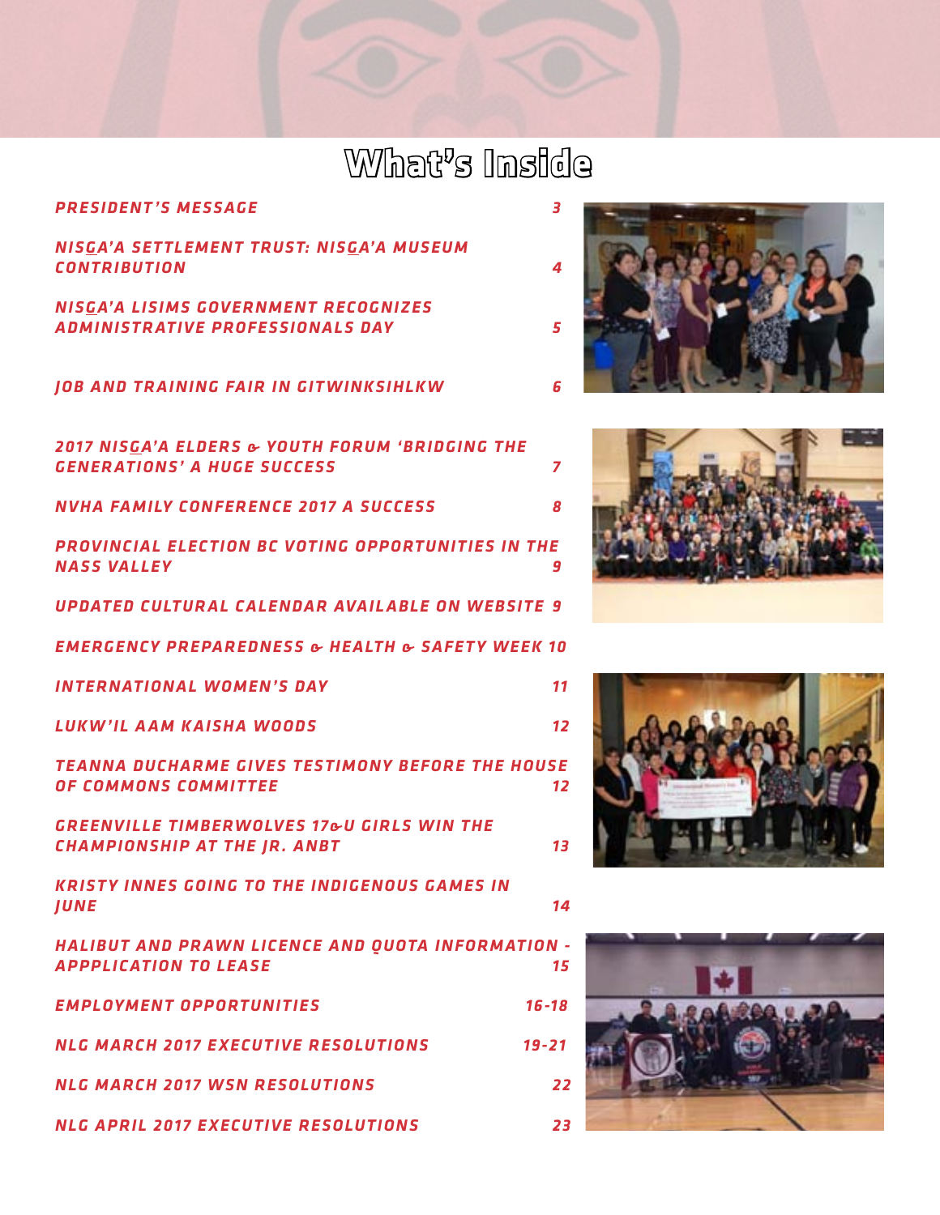# What's Inside

| | |
|---|---|
| *PRESIDENT'S MESSAGE* | *3* |
| *NISGA'A SETTLEMENT TRUST: NISGA'A MUSEUM CONTRIBUTION* | *4* |
| *NISGA'A LISIMS GOVERNMENT RECOGNIZES ADMINISTRATIVE PROFESSIONALS DAY* | *5* |
| *JOB AND TRAINING FAIR IN GITWINKSIHLKW* | *6* |
| *2017 NISGA'A ELDERS & YOUTH FORUM 'BRIDGING THE GENERATIONS' A HUGE SUCCESS* | *7* |
| *NVHA FAMILY CONFERENCE 2017 A SUCCESS* | *8* |
| *PROVINCIAL ELECTION BC VOTING OPPORTUNITIES IN THE NASS VALLEY* | *9* |
| *UPDATED CULTURAL CALENDAR AVAILABLE ON WEBSITE* | *9* |
| *EMERGENCY PREPAREDNESS & HEALTH & SAFETY WEEK* | *10* |
| *INTERNATIONAL WOMEN'S DAY* | *11* |
| *LUKW'IL AAM KAISHA WOODS* | *12* |
| *TEANNA DUCHARME GIVES TESTIMONY BEFORE THE HOUSE OF COMMONS COMMITTEE* | *12* |
| *GREENVILLE TIMBERWOLVES 17&U GIRLS WIN THE CHAMPIONSHIP AT THE JR. ANBT* | *13* |
| *KRISTY INNES GOING TO THE INDIGENOUS GAMES IN JUNE* | *14* |
| *HALIBUT AND PRAWN LICENCE AND QUOTA INFORMATION - APPPLICATION TO LEASE* | *15* |
| *EMPLOYMENT OPPORTUNITIES* | *16-18* |
| *NLG MARCH 2017 EXECUTIVE RESOLUTIONS* | *19-21* |
| *NLG MARCH 2017 WSN RESOLUTIONS* | *22* |
| *NLG APRIL 2017 EXECUTIVE RESOLUTIONS* | *23* |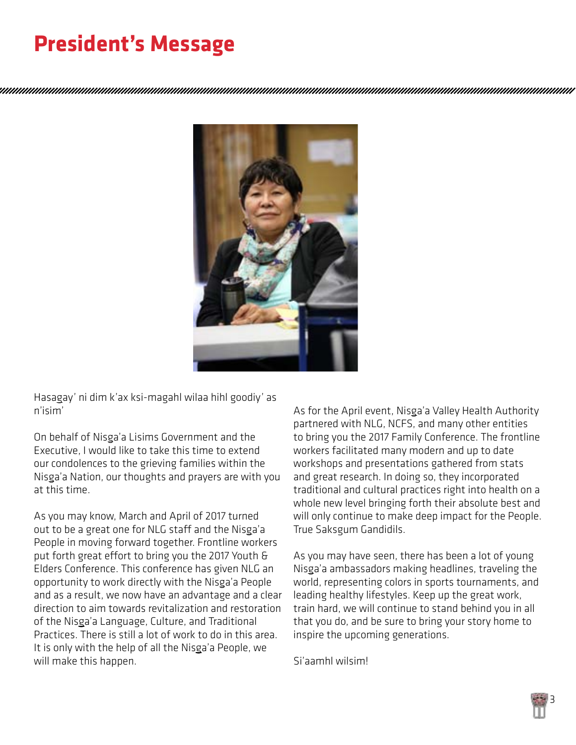# President's Message

Hasagay' ni dim k'ax ksi-magahl wilaa hihl goodiy' as n'isim'

On behalf of Nisg̱a'a Lisims Government and the Executive, I would like to take this time to extend our condolences to the grieving families within the Nisg̱a'a Nation, our thoughts and prayers are with you at this time.

As you may know, March and April of 2017 turned out to be a great one for NLG staff and the Nisg̱a'a People in moving forward together. Frontline workers put forth great effort to bring you the 2017 Youth & Elders Conference. This conference has given NLG an opportunity to work directly with the Nisg̱a'a People and as a result, we now have an advantage and a clear direction to aim towards revitalization and restoration of the Nisg̱a'a Language, Culture, and Traditional Practices. There is still a lot of work to do in this area. It is only with the help of all the Nisg̱a'a People, we will make this happen.

As for the April event, Nisg̱a'a Valley Health Authority partnered with NLG, NCFS, and many other entities to bring you the 2017 Family Conference. The frontline workers facilitated many modern and up to date workshops and presentations gathered from stats and great research. In doing so, they incorporated traditional and cultural practices right into health on a whole new level bringing forth their absolute best and will only continue to make deep impact for the People. True Saksgum Gandidils.

As you may have seen, there has been a lot of young Nisg̱a'a ambassadors making headlines, traveling the world, representing colors in sports tournaments, and leading healthy lifestyles. Keep up the great work, train hard, we will continue to stand behind you in all that you do, and be sure to bring your story home to inspire the upcoming generations.

Si'aamhl wilsim!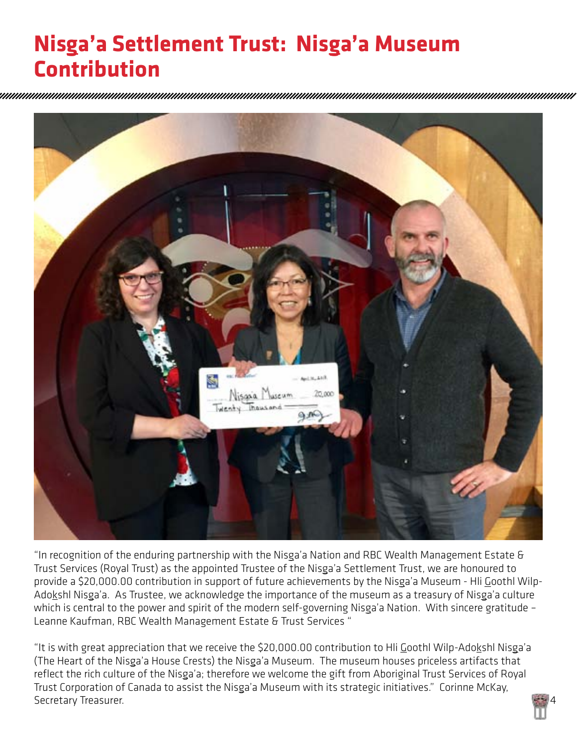# Nisga'a Settlement Trust: Nisga'a Museum Contribution

"In recognition of the enduring partnership with the Nisga'a Nation and RBC Wealth Management Estate & Trust Services (Royal Trust) as the appointed Trustee of the Nisga'a Settlement Trust, we are honoured to provide a $20,000.00 contribution in support of future achievements by the Nisga'a Museum - Hli Goothl Wilp-Adokshl Nisga'a. As Trustee, we acknowledge the importance of the museum as a treasury of Nisga'a culture which is central to the power and spirit of the modern self-governing Nisga'a Nation. With sincere gratitude – Leanne Kaufman, RBC Wealth Management Estate & Trust Services "

"It is with great appreciation that we receive the $20,000.00 contribution to Hli Goothl Wilp-Adokshl Nisga'a (The Heart of the Nisga'a House Crests) the Nisga'a Museum. The museum houses priceless artifacts that reflect the rich culture of the Nisga'a; therefore we welcome the gift from Aboriginal Trust Services of Royal Trust Corporation of Canada to assist the Nisga'a Museum with its strategic initiatives." Corinne McKay, Secretary Treasurer.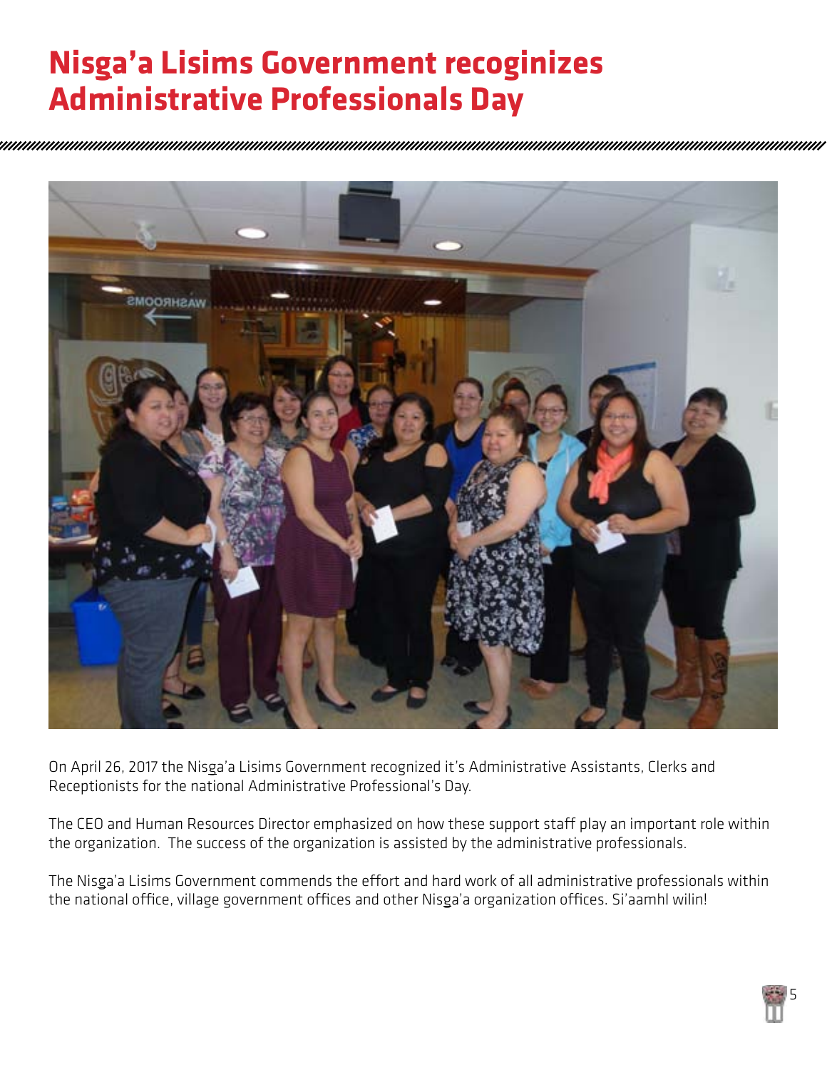# Nisga'a Lisims Government recoginizes Administrative Professionals Day

On April 26, 2017 the Nisga'a Lisims Government recognized it's Administrative Assistants, Clerks and Receptionists for the national Administrative Professional's Day.

The CEO and Human Resources Director emphasized on how these support staff play an important role within the organization. The success of the organization is assisted by the administrative professionals.

The Nisga'a Lisims Government commends the effort and hard work of all administrative professionals within the national office, village government offices and other Nisga'a organization offices. Si'aamhl wilin!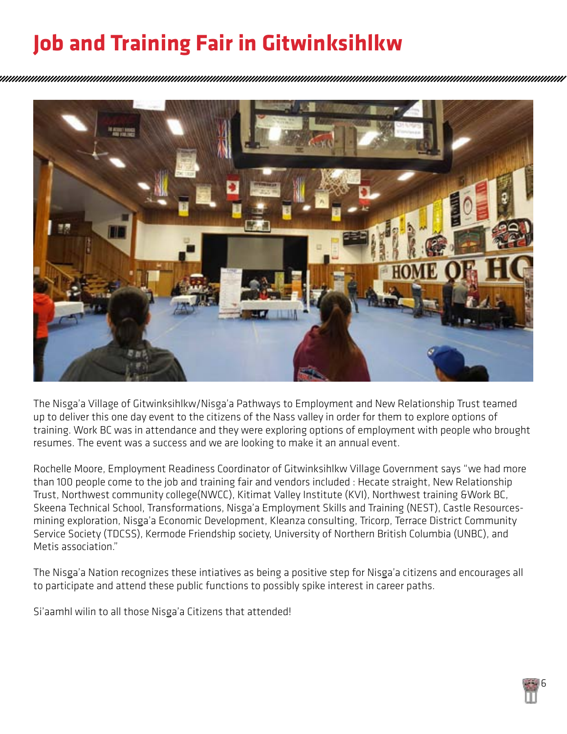# Job and Training Fair in Gitwinksihlkw

The Nisga'a Village of Gitwinksihlkw/Nisga'a Pathways to Employment and New Relationship Trust teamed up to deliver this one day event to the citizens of the Nass valley in order for them to explore options of training. Work BC was in attendance and they were exploring options of employment with people who brought resumes. The event was a success and we are looking to make it an annual event.

Rochelle Moore, Employment Readiness Coordinator of Gitwinksihlkw Village Government says "we had more than 100 people come to the job and training fair and vendors included : Hecate straight, New Relationship Trust, Northwest community college(NWCC), Kitimat Valley Institute (KVI), Northwest training &Work BC, Skeena Technical School, Transformations, Nisga'a Employment Skills and Training (NEST), Castle Resources-mining exploration, Nisga'a Economic Development, Kleanza consulting, Tricorp, Terrace District Community Service Society (TDCSS), Kermode Friendship society, University of Northern British Columbia (UNBC), and Metis association."

The Nisga'a Nation recognizes these intiatives as being a positive step for Nisga'a citizens and encourages all to participate and attend these public functions to possibly spike interest in career paths.

Si'aamhl wilin to all those Nisga'a Citizens that attended!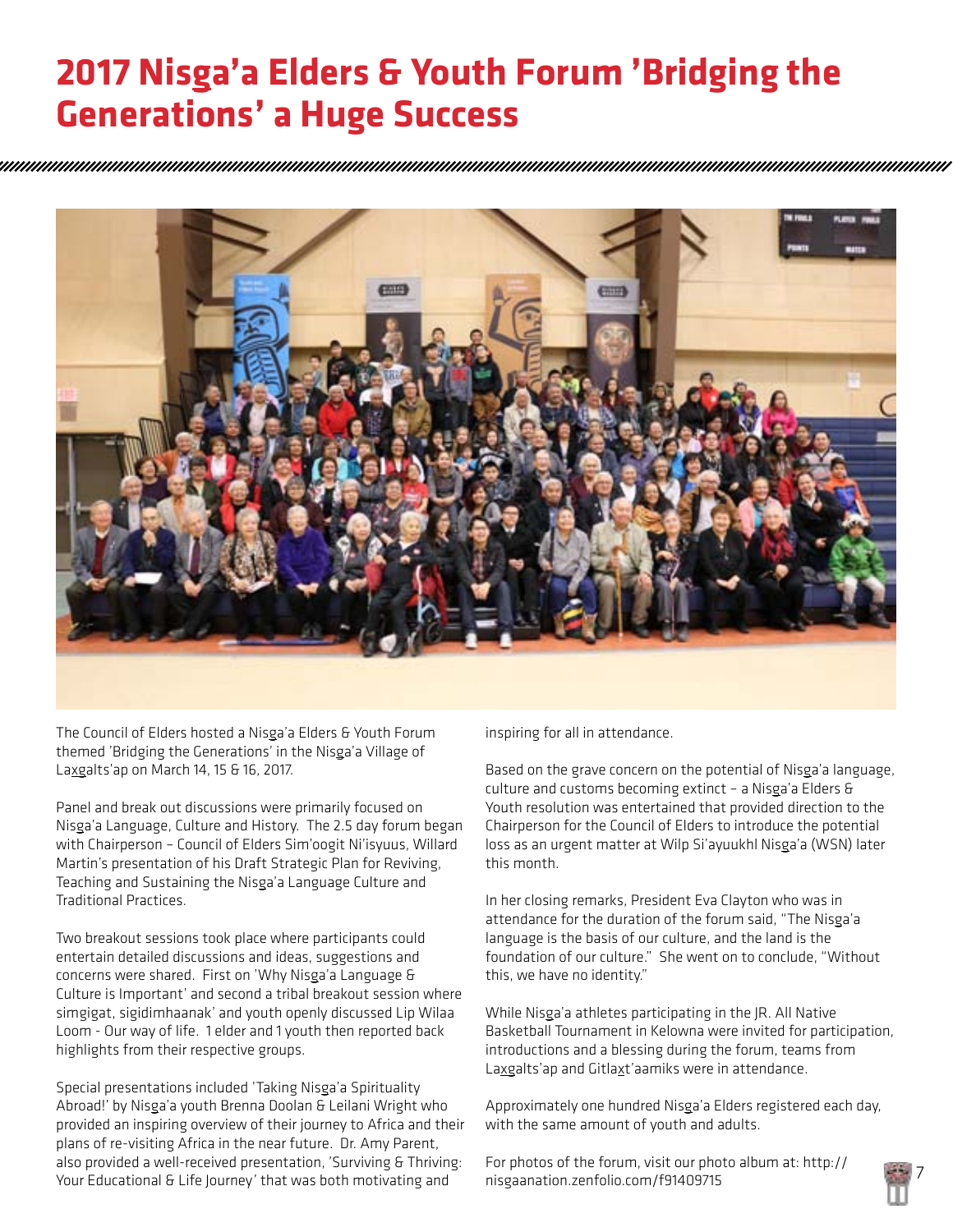# 2017 Nisg̱a'a Elders & Youth Forum 'Bridging the Generations' a Huge Success

The Council of Elders hosted a Nisg̱a'a Elders & Youth Forum themed 'Bridging the Generations' in the Nisg̱a'a Village of Lax̱g̱alts'ap on March 14, 15 & 16, 2017.

Panel and break out discussions were primarily focused on Nisg̱a'a Language, Culture and History. The 2.5 day forum began with Chairperson – Council of Elders Sim'oogit Ni'isyuus, Willard Martin's presentation of his Draft Strategic Plan for Reviving, Teaching and Sustaining the Nisg̱a'a Language Culture and Traditional Practices.

Two breakout sessions took place where participants could entertain detailed discussions and ideas, suggestions and concerns were shared. First on 'Why Nisg̱a'a Language & Culture is Important' and second a tribal breakout session where simgigat, sigidimhaanak' and youth openly discussed Lip Wilaa Loom - Our way of life. 1 elder and 1 youth then reported back highlights from their respective groups.

Special presentations included 'Taking Nisg̱a'a Spirituality Abroad!' by Nisg̱a'a youth Brenna Doolan & Leilani Wright who provided an inspiring overview of their journey to Africa and their plans of re-visiting Africa in the near future. Dr. Amy Parent, also provided a well-received presentation, 'Surviving & Thriving: Your Educational & Life Journey' that was both motivating and inspiring for all in attendance.

Based on the grave concern on the potential of Nisg̱a'a language, culture and customs becoming extinct – a Nisg̱a'a Elders & Youth resolution was entertained that provided direction to the Chairperson for the Council of Elders to introduce the potential loss as an urgent matter at Wilp Si'ayuukhl Nisg̱a'a (WSN) later this month.

In her closing remarks, President Eva Clayton who was in attendance for the duration of the forum said, "The Nisg̱a'a language is the basis of our culture, and the land is the foundation of our culture." She went on to conclude, "Without this, we have no identity."

While Nisg̱a'a athletes participating in the JR. All Native Basketball Tournament in Kelowna were invited for participation, introductions and a blessing during the forum, teams from Lax̱g̱alts'ap and Gitlax̱t'aamiks were in attendance.

Approximately one hundred Nisg̱a'a Elders registered each day, with the same amount of youth and adults.

For photos of the forum, visit our photo album at: http://nisgaanation.zenfolio.com/f91409715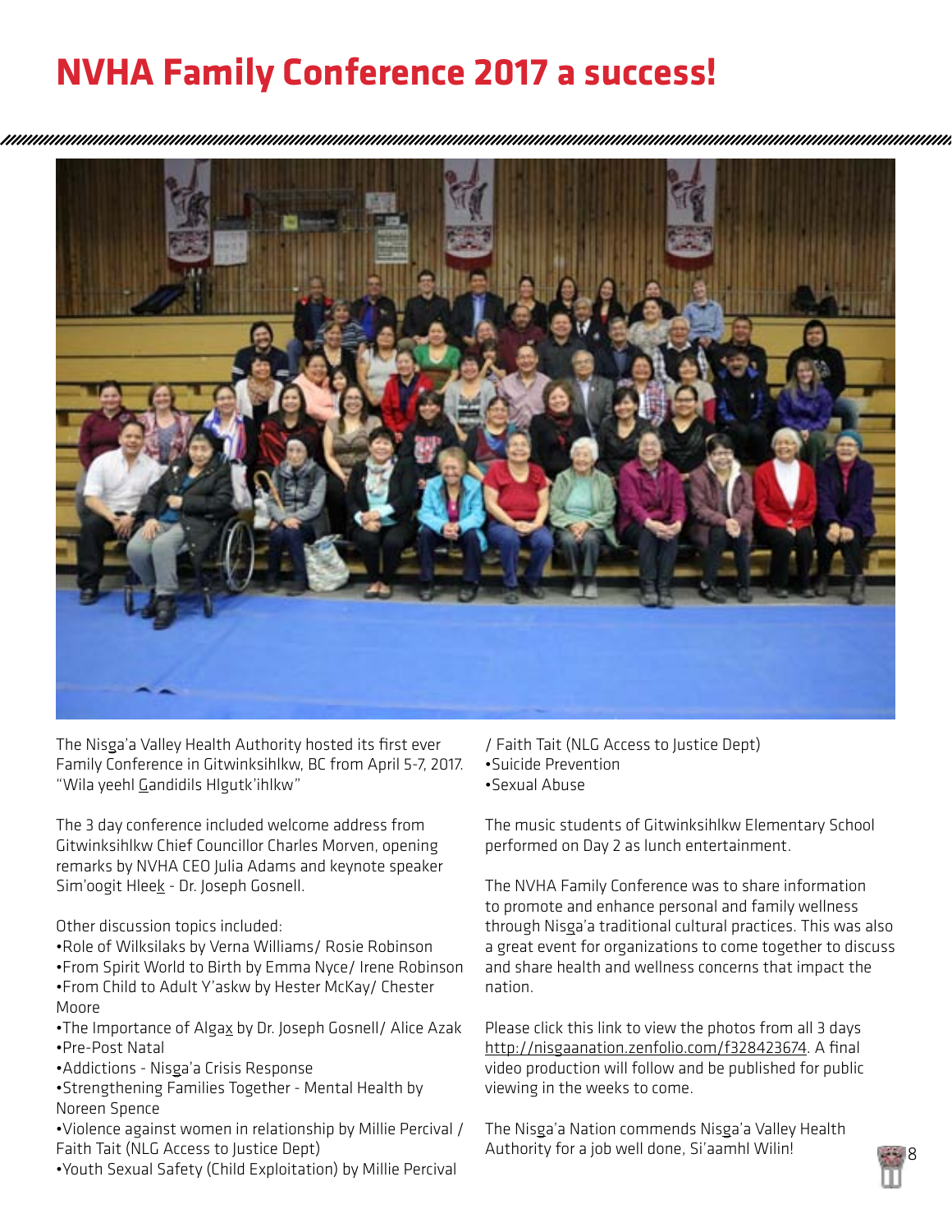# NVHA Family Conference 2017 a success!

The Nisga'a Valley Health Authority hosted its first ever Family Conference in Gitwinksihlkw, BC from April 5-7, 2017. "Wila yeehl Gandidils Hlgutk'ihlkw"

The 3 day conference included welcome address from Gitwinksihlkw Chief Councillor Charles Morven, opening remarks by NVHA CEO Julia Adams and keynote speaker Sim'oogit Hleek - Dr. Joseph Gosnell.

Other discussion topics included:

- Role of Wilksilaks by Verna Williams/ Rosie Robinson
- From Spirit World to Birth by Emma Nyce/ Irene Robinson
- From Child to Adult Y'askw by Hester McKay/ Chester Moore
- The Importance of Algax by Dr. Joseph Gosnell/ Alice Azak
- Pre-Post Natal
- Addictions - Nisga'a Crisis Response
- Strengthening Families Together - Mental Health by Noreen Spence
- Violence against women in relationship by Millie Percival / Faith Tait (NLG Access to Justice Dept)
- Youth Sexual Safety (Child Exploitation) by Millie Percival / Faith Tait (NLG Access to Justice Dept)
- Suicide Prevention
- Sexual Abuse

The music students of Gitwinksihlkw Elementary School performed on Day 2 as lunch entertainment.

The NVHA Family Conference was to share information to promote and enhance personal and family wellness through Nisga'a traditional cultural practices. This was also a great event for organizations to come together to discuss and share health and wellness concerns that impact the nation.

Please click this link to view the photos from all 3 days http://nisgaanation.zenfolio.com/f328423674. A final video production will follow and be published for public viewing in the weeks to come.

The Nisga'a Nation commends Nisga'a Valley Health Authority for a job well done, Si'aamhl Wilin!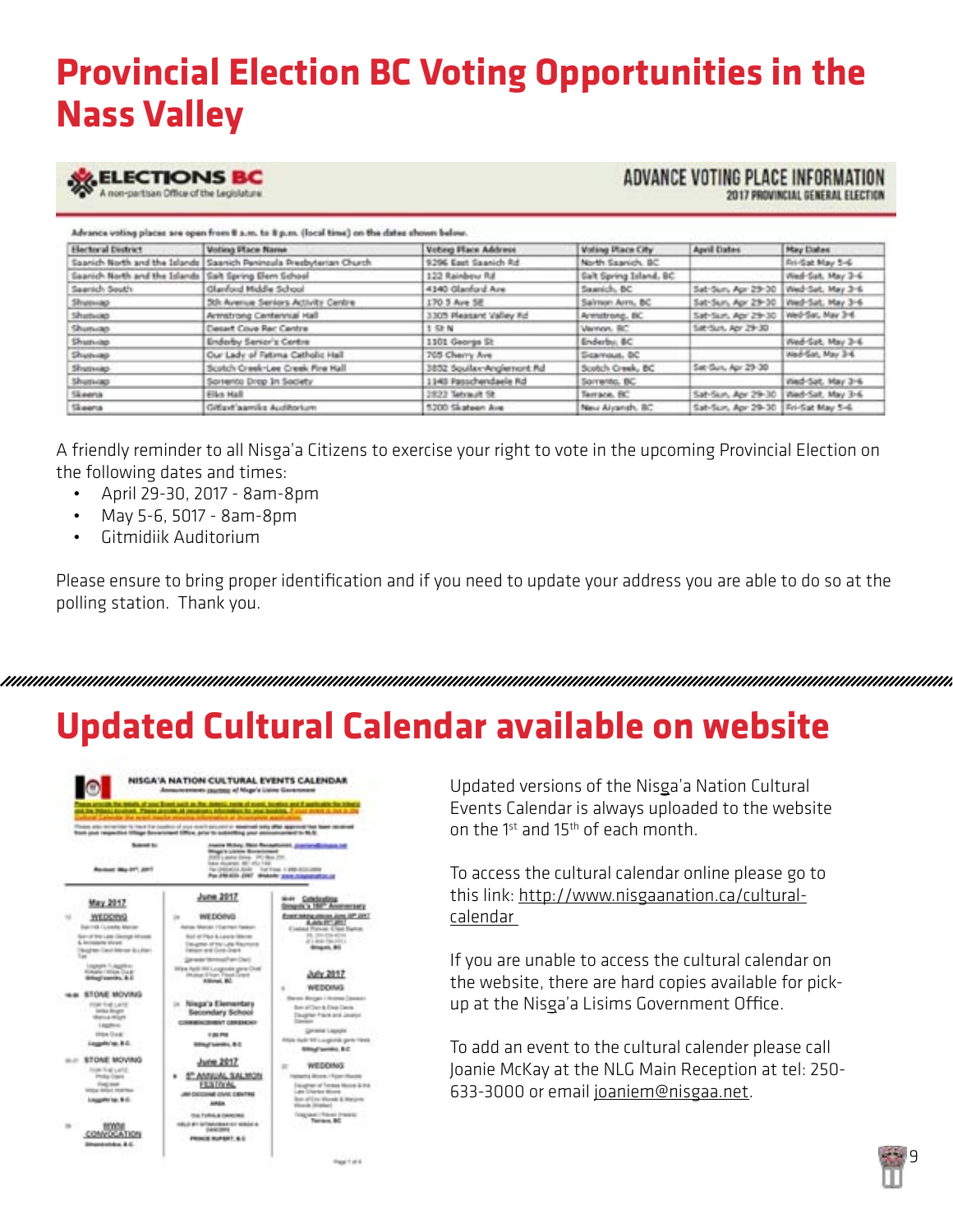# Provincial Election BC Voting Opportunities in the Nass Valley

**ELECTIONS BC**
A non-partisan Office of the Legislature

**ADVANCE VOTING PLACE INFORMATION**
2017 PROVINCIAL GENERAL ELECTION

Advance voting places are open from 8 a.m. to 8 p.m. (local time) on the dates shown below.

| Electoral District | Voting Place Name | Voting Place Address | Voting Place City | April Dates | May Dates |
|---|---|---|---|---|---|
| Saanich North and the Islands | Saanich Peninsula Presbyterian Church | 9296 East Saanich Rd | North Saanich, BC | | Fri-Sat May 5-6 |
| Saanich North and the Islands | Salt Spring Elem School | 122 Rainbow Rd | Salt Spring Island, BC | | Wed-Sat, May 3-6 |
| Saanich South | Claremont Middle School | 4140 Claremont Ave | Saanich, BC | Sat-Sun, Apr 29-30 | Wed-Sat, May 3-6 |
| Shuswap | 5th Avenue Seniors Activity Centre | 170 5 Ave SE | Salmon Arm, BC | Sat-Sun, Apr 29-30 | Wed-Sat, May 3-6 |
| Shuswap | Armstrong Centennial Hall | 3305 Pleasant Valley Rd | Armstrong, BC | Sat-Sun, Apr 29-30 | Wed-Sat, May 3-6 |
| Shuswap | Desert Cove Rec Centre | 1 St N | Vernon, BC | Sat-Sun, Apr 29-30 | |
| Shuswap | Enderby Senior's Centre | 1101 George St | Enderby, BC | | Wed-Sat, May 3-6 |
| Shuswap | Our Lady of Fatima Catholic Hall | 705 Cherry Ave | Sicamous, BC | | Wed-Sat, May 3-6 |
| Shuswap | Scotch Creek-Lee Creek Fire Hall | 3852 Squilax-Anglemont Rd | Scotch Creek, BC | Sat-Sun, Apr 29-30 | |
| Shuswap | Sorrento Drop In Society | 1148 Passchendaele Rd | Sorrento, BC | | Wed-Sat, May 3-6 |
| Skeena | Elks Hall | 2822 Tetrault St | Terrace, BC | Sat-Sun, Apr 29-30 | Wed-Sat, May 3-6 |
| Skeena | Gitlaxt'aamiks Auditorium | 5200 Skateen Ave | New Aiyansh, BC | Sat-Sun, Apr 29-30 | Fri-Sat May 5-6 |

A friendly reminder to all Nisga'a Citizens to exercise your right to vote in the upcoming Provincial Election on the following dates and times:

- April 29-30, 2017 - 8am-8pm
- May 5-6, 5017 - 8am-8pm
- Gitmidiik Auditorium

Please ensure to bring proper identification and if you need to update your address you are able to do so at the polling station. Thank you.

# Updated Cultural Calendar available on website

Updated versions of the Nisga'a Nation Cultural Events Calendar is always uploaded to the website on the 1st and 15th of each month.

To access the cultural calendar online please go to this link: http://www.nisgaanation.ca/cultural-calendar

If you are unable to access the cultural calendar on the website, there are hard copies available for pick-up at the Nisga'a Lisims Government Office.

To add an event to the cultural calender please call Joanie McKay at the NLG Main Reception at tel: 250-633-3000 or email joaniem@nisgaa.net.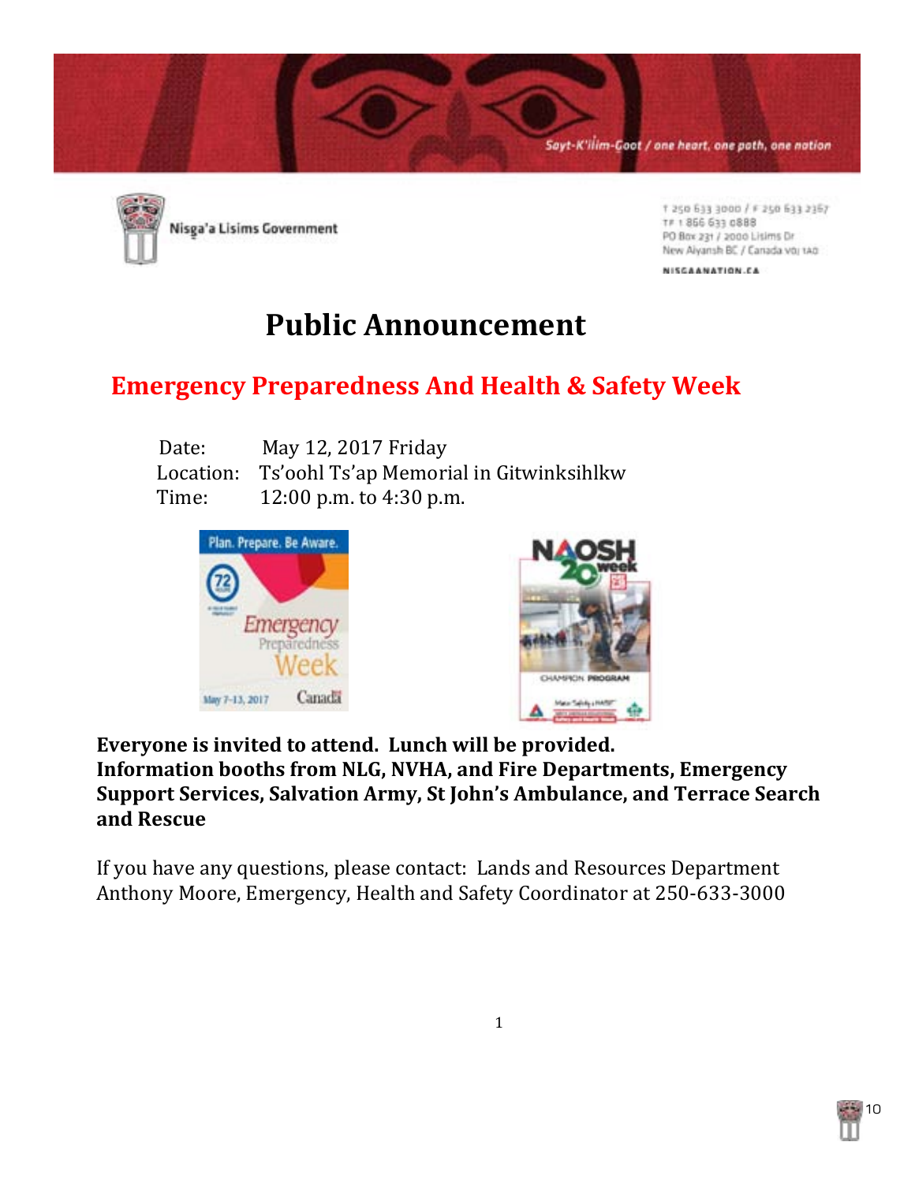Sayt-K'il̓im-Goot / one heart, one path, one nation

Nisg̱a'a Lisims Government

T 250 633 3000 / F 250 633 2367
TF 1 866 633 0888
PO Box 231 / 2000 Lisims Dr
New Aiyansh BC / Canada V0J 1A0

NISGAANATION.CA

# Public Announcement

## Emergency Preparedness And Health & Safety Week

Date: May 12, 2017 Friday
Location: Ts'oohl Ts'ap Memorial in Gitwinksihlkw
Time: 12:00 p.m. to 4:30 p.m.

**Everyone is invited to attend. Lunch will be provided.**
**Information booths from NLG, NVHA, and Fire Departments, Emergency Support Services, Salvation Army, St John's Ambulance, and Terrace Search and Rescue**

If you have any questions, please contact: Lands and Resources Department
Anthony Moore, Emergency, Health and Safety Coordinator at 250-633-3000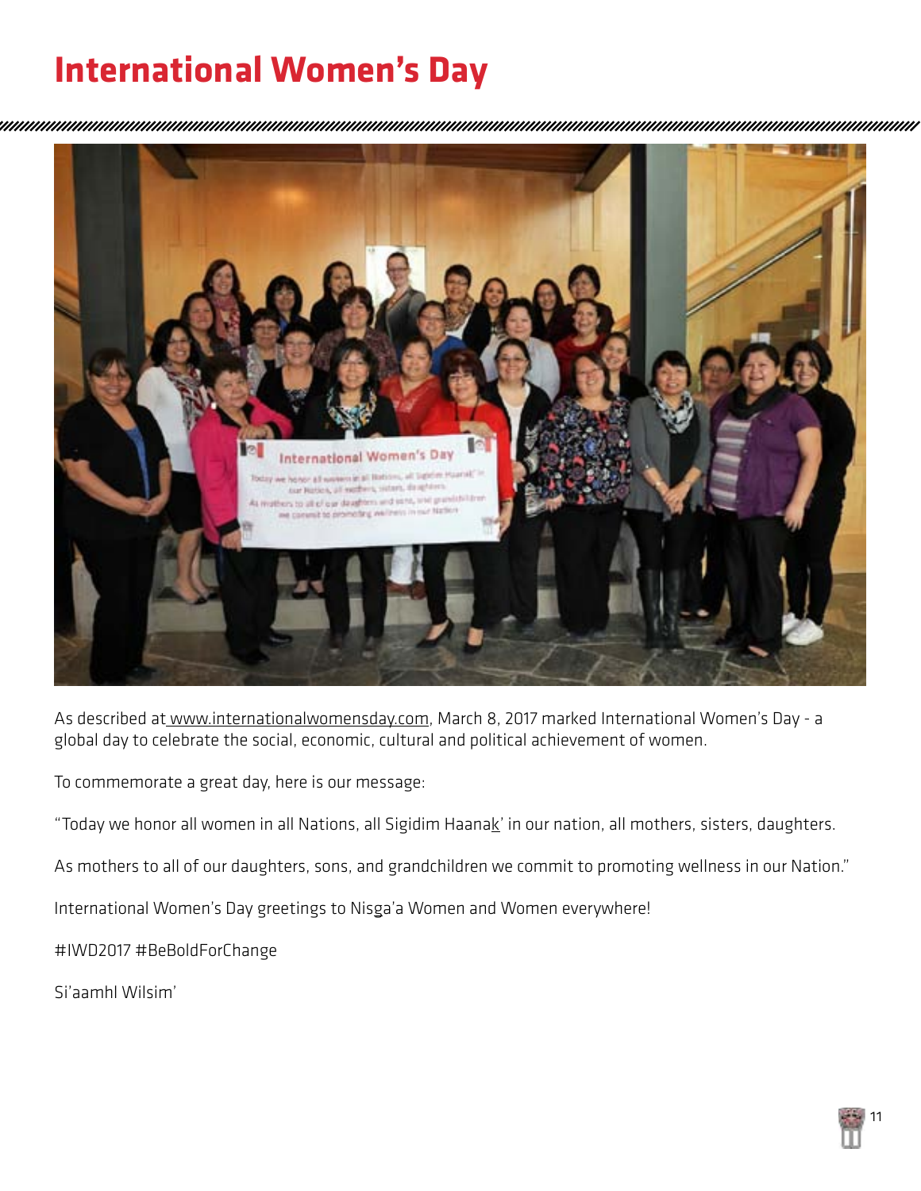# International Women's Day

As described at www.internationalwomensday.com, March 8, 2017 marked International Women's Day - a global day to celebrate the social, economic, cultural and political achievement of women.

To commemorate a great day, here is our message:

"Today we honor all women in all Nations, all Sigidim Haanak' in our nation, all mothers, sisters, daughters.

As mothers to all of our daughters, sons, and grandchildren we commit to promoting wellness in our Nation."

International Women's Day greetings to Nisga'a Women and Women everywhere!

#IWD2017 #BeBoldForChange

Si'aamhl Wilsim'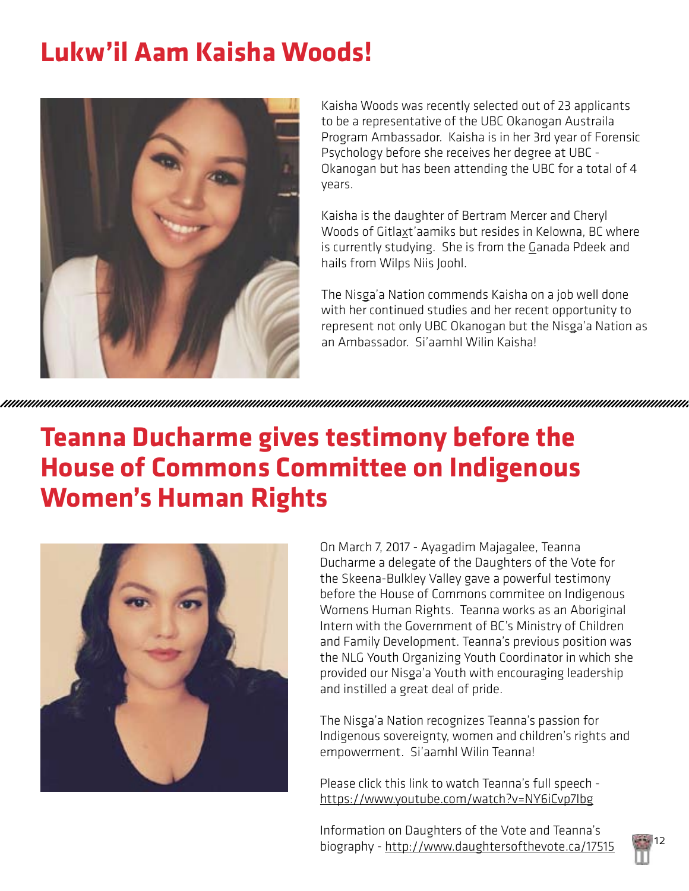# Lukw'il Aam Kaisha Woods!

Kaisha Woods was recently selected out of 23 applicants to be a representative of the UBC Okanogan Austraila Program Ambassador. Kaisha is in her 3rd year of Forensic Psychology before she receives her degree at UBC - Okanogan but has been attending the UBC for a total of 4 years.

Kaisha is the daughter of Bertram Mercer and Cheryl Woods of Gitlax̱t'aamiks but resides in Kelowna, BC where is currently studying. She is from the G̱anada Pdeek and hails from Wilps Niis Joohl.

The Nisg̱a'a Nation commends Kaisha on a job well done with her continued studies and her recent opportunity to represent not only UBC Okanogan but the Nisg̱a'a Nation as an Ambassador. Si'aamhl Wilin Kaisha!

# Teanna Ducharme gives testimony before the House of Commons Committee on Indigenous Women's Human Rights

On March 7, 2017 - Ayagadim Majagalee, Teanna Ducharme a delegate of the Daughters of the Vote for the Skeena-Bulkley Valley gave a powerful testimony before the House of Commons commitee on Indigenous Womens Human Rights. Teanna works as an Aboriginal Intern with the Government of BC's Ministry of Children and Family Development. Teanna's previous position was the NLG Youth Organizing Youth Coordinator in which she provided our Nisg̱a'a Youth with encouraging leadership and instilled a great deal of pride.

The Nisg̱a'a Nation recognizes Teanna's passion for Indigenous sovereignty, women and children's rights and empowerment. Si'aamhl Wilin Teanna!

Please click this link to watch Teanna's full speech - https://www.youtube.com/watch?v=NY6iCvp7Ibg

Information on Daughters of the Vote and Teanna's biography - http://www.daughtersofthevote.ca/17515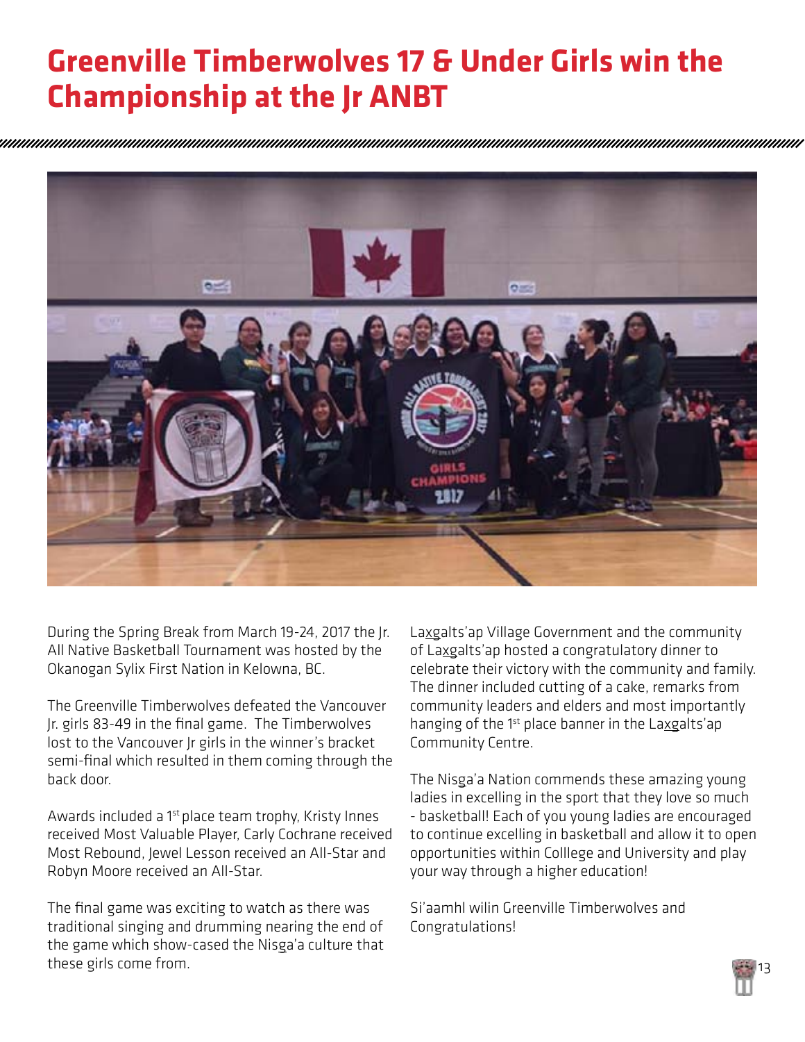# Greenville Timberwolves 17 & Under Girls win the Championship at the Jr ANBT

During the Spring Break from March 19-24, 2017 the Jr. All Native Basketball Tournament was hosted by the Okanogan Sylix First Nation in Kelowna, BC.

The Greenville Timberwolves defeated the Vancouver Jr. girls 83-49 in the final game. The Timberwolves lost to the Vancouver Jr girls in the winner's bracket semi-final which resulted in them coming through the back door.

Awards included a 1st place team trophy, Kristy Innes received Most Valuable Player, Carly Cochrane received Most Rebound, Jewel Lesson received an All-Star and Robyn Moore received an All-Star.

The final game was exciting to watch as there was traditional singing and drumming nearing the end of the game which show-cased the Nisga'a culture that these girls come from.

La<u>x</u>galts'ap Village Government and the community of La<u>x</u>galts'ap hosted a congratulatory dinner to celebrate their victory with the community and family. The dinner included cutting of a cake, remarks from community leaders and elders and most importantly hanging of the 1st place banner in the La<u>x</u>galts'ap Community Centre.

The Nisga'a Nation commends these amazing young ladies in excelling in the sport that they love so much - basketball! Each of you young ladies are encouraged to continue excelling in basketball and allow it to open opportunities within Colllege and University and play your way through a higher education!

Si'aamhl wilin Greenville Timberwolves and Congratulations!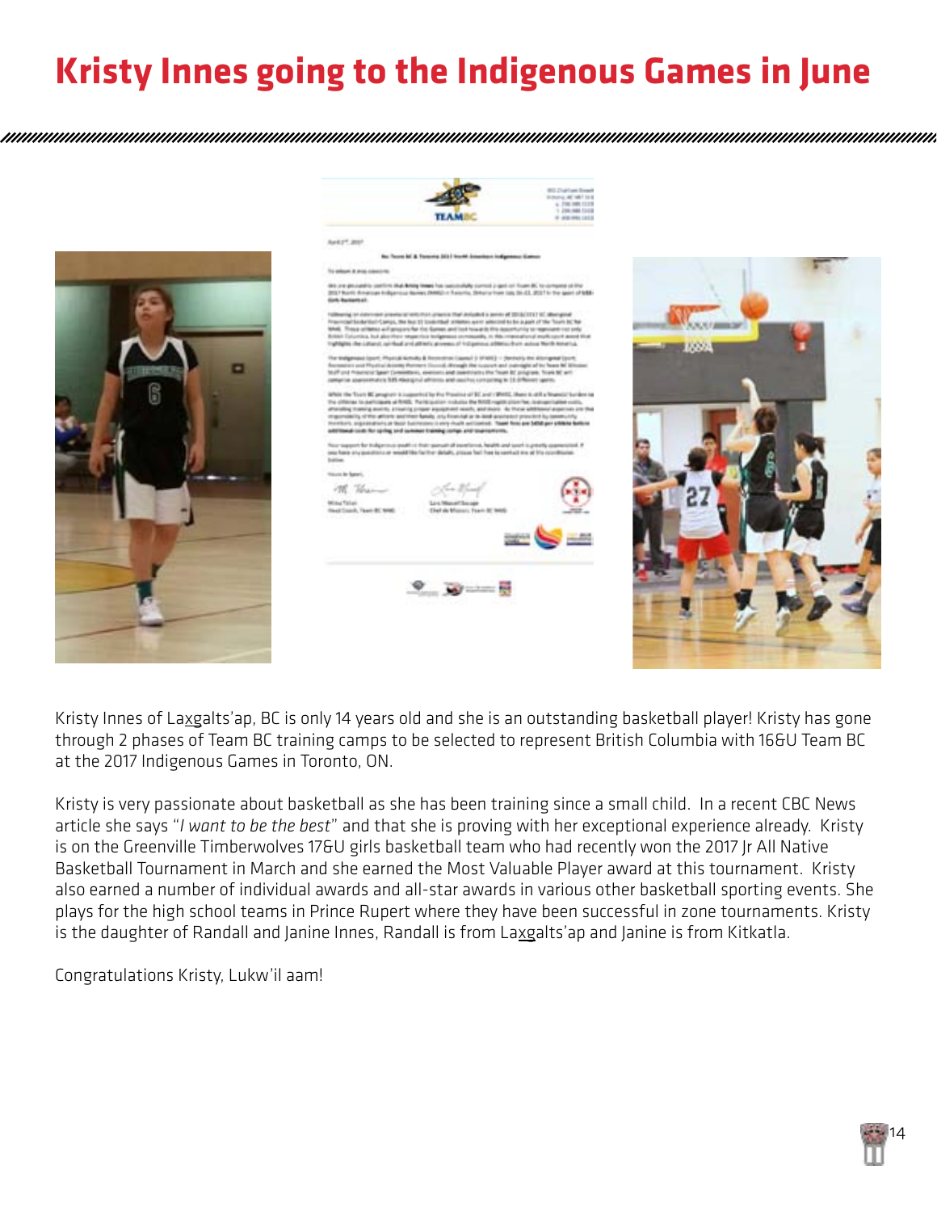# Kristy Innes going to the Indigenous Games in June

Kristy Innes of Laxgalts'ap, BC is only 14 years old and she is an outstanding basketball player! Kristy has gone through 2 phases of Team BC training camps to be selected to represent British Columbia with 16&U Team BC at the 2017 Indigenous Games in Toronto, ON.

Kristy is very passionate about basketball as she has been training since a small child. In a recent CBC News article she says "*I want to be the best*" and that she is proving with her exceptional experience already. Kristy is on the Greenville Timberwolves 17&U girls basketball team who had recently won the 2017 Jr All Native Basketball Tournament in March and she earned the Most Valuable Player award at this tournament. Kristy also earned a number of individual awards and all-star awards in various other basketball sporting events. She plays for the high school teams in Prince Rupert where they have been successful in zone tournaments. Kristy is the daughter of Randall and Janine Innes, Randall is from Laxgalts'ap and Janine is from Kitkatla.

Congratulations Kristy, Lukw'il aam!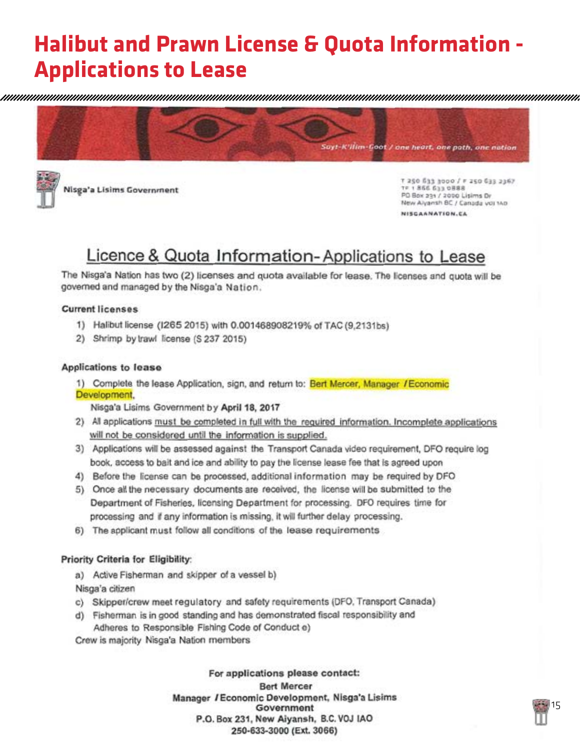# Halibut and Prawn License & Quota Information - Applications to Lease

Sayt-K'ilim-Goot / one heart, one path, one nation

Nisga'a Lisims Government

T 250 633 3000 / F 250 633 2367
TF 1 866 633 0888
PO Box 231 / 2000 Lisims Dr
New Aiyansh BC / Canada V0J 1A0
NISGAANATION.CA

## Licence & Quota Information- Applications to Lease

The Nisga'a Nation has two (2) licenses and quota available for lease. The licenses and quota will be governed and managed by the Nisga'a Nation.

**Current licenses**

1) Halibut license (I265 2015) with 0.001468908219% of TAC (9,213lbs)
2) Shrimp by trawl license (S 237 2015)

**Applications to lease**

1) Complete the lease Application, sign, and return to: Bert Mercer, Manager / Economic Development, Nisga'a Lisims Government by **April 18, 2017**
2) All applications must be completed in full with the required information. Incomplete applications will not be considered until the information is supplied.
3) Applications will be assessed against the Transport Canada video requirement, DFO require log book, access to bait and ice and ability to pay the license lease fee that is agreed upon
4) Before the license can be processed, additional information may be required by DFO
5) Once all the necessary documents are received, the license will be submitted to the Department of Fisheries, licensing Department for processing. DFO requires time for processing and if any information is missing, it will further delay processing.
6) The applicant must follow all conditions of the lease requirements

**Priority Criteria for Eligibility:**

a) Active Fisherman and skipper of a vessel b) Nisga'a citizen
c) Skipper/crew meet regulatory and safety requirements (DFO, Transport Canada)
d) Fisherman is in good standing and has demonstrated fiscal responsibility and Adheres to Responsible Fishing Code of Conduct e) Crew is majority Nisga'a Nation members

**For applications please contact:**
**Bert Mercer**
**Manager / Economic Development, Nisga'a Lisims Government**
**P.O. Box 231, New Aiyansh, B.C. VOJ IAO**
**250-633-3000 (Ext. 3066)**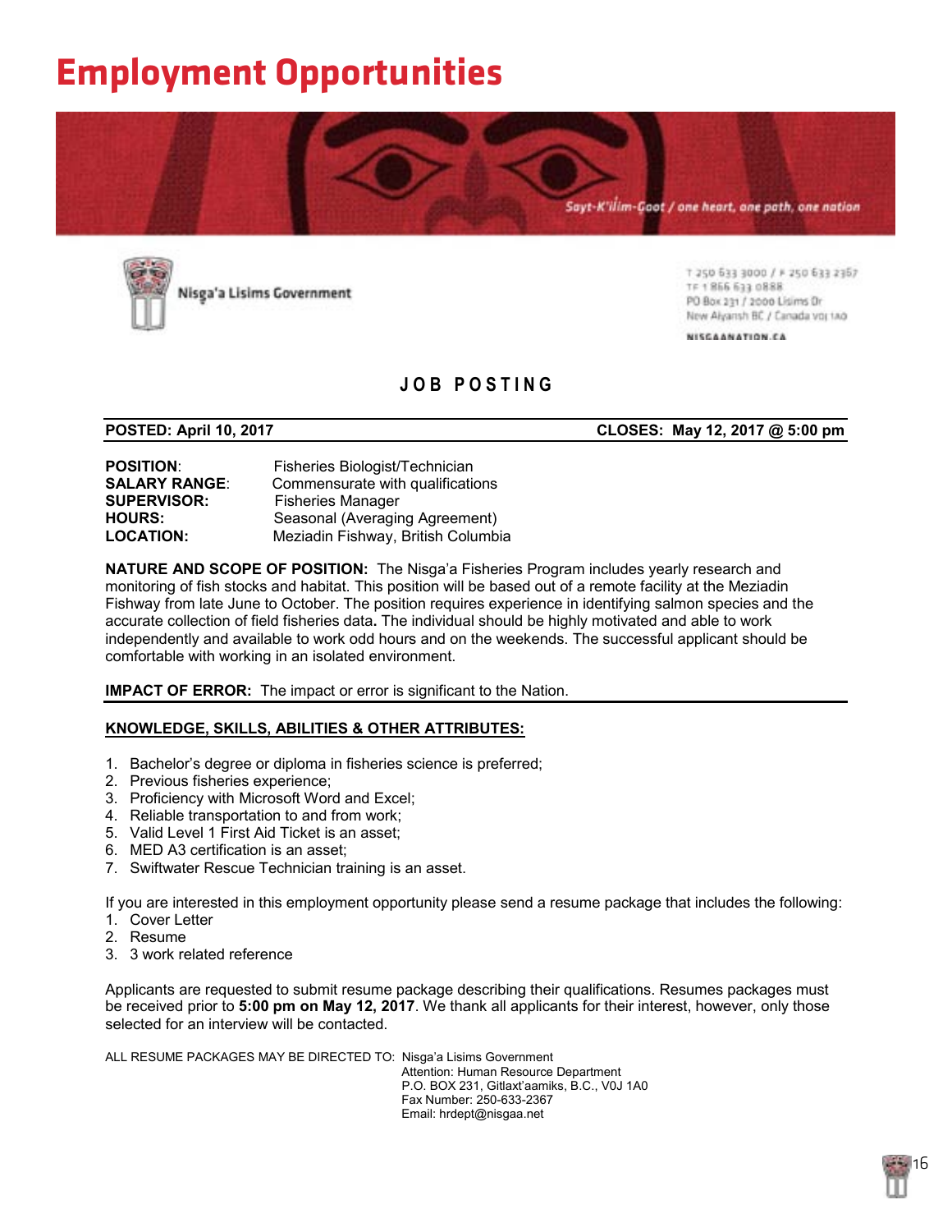# Employment Opportunities

Sayt-K'ilim-Goot / one heart, one path, one nation

Nisga'a Lisims Government

T 250 633 3000 / F 250 633 2367
TF 1 866 633 0888
PO Box 231 / 2000 Lisims Dr
New Aiyansh BC / Canada V0J 1A0

NISGAANATION.CA

## JOB POSTING

**POSTED: April 10, 2017** **CLOSES: May 12, 2017 @ 5:00 pm**

**POSITION**: Fisheries Biologist/Technician
**SALARY RANGE**: Commensurate with qualifications
**SUPERVISOR:** Fisheries Manager
**HOURS:** Seasonal (Averaging Agreement)
**LOCATION:** Meziadin Fishway, British Columbia

**NATURE AND SCOPE OF POSITION:** The Nisga'a Fisheries Program includes yearly research and monitoring of fish stocks and habitat. This position will be based out of a remote facility at the Meziadin Fishway from late June to October. The position requires experience in identifying salmon species and the accurate collection of field fisheries data**.** The individual should be highly motivated and able to work independently and available to work odd hours and on the weekends. The successful applicant should be comfortable with working in an isolated environment.

**IMPACT OF ERROR:** The impact or error is significant to the Nation.

**KNOWLEDGE, SKILLS, ABILITIES & OTHER ATTRIBUTES:**

1. Bachelor's degree or diploma in fisheries science is preferred;
2. Previous fisheries experience;
3. Proficiency with Microsoft Word and Excel;
4. Reliable transportation to and from work;
5. Valid Level 1 First Aid Ticket is an asset;
6. MED A3 certification is an asset;
7. Swiftwater Rescue Technician training is an asset.

If you are interested in this employment opportunity please send a resume package that includes the following:

1. Cover Letter
2. Resume
3. 3 work related reference

Applicants are requested to submit resume package describing their qualifications. Resumes packages must be received prior to **5:00 pm on May 12, 2017**. We thank all applicants for their interest, however, only those selected for an interview will be contacted.

ALL RESUME PACKAGES MAY BE DIRECTED TO: Nisga'a Lisims Government
Attention: Human Resource Department
P.O. BOX 231, Gitlaxt'aamiks, B.C., V0J 1A0
Fax Number: 250-633-2367
Email: hrdept@nisgaa.net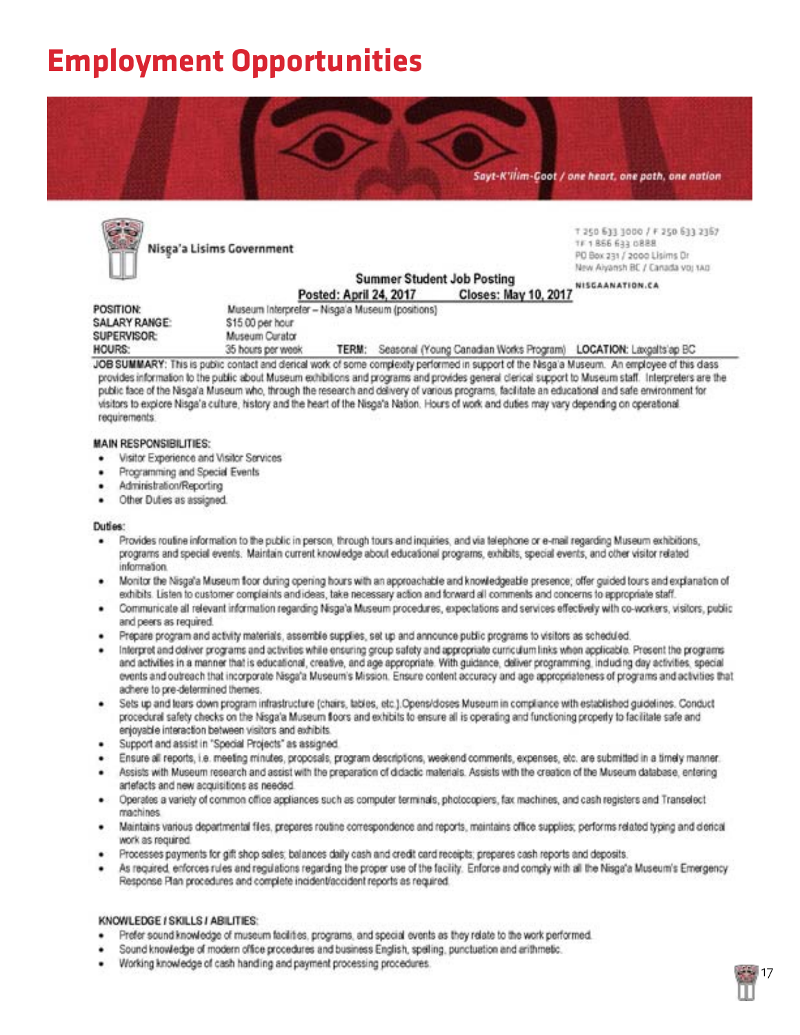# Employment Opportunities

Sayt-K'ilim-Goot / one heart, one path, one nation

Nisga'a Lisims Government

T 250 633 3000 / F 250 633 2367
TF 1 866 633 0888
PO Box 231 / 2000 Lisims Dr
New Aiyansh BC / Canada V0J 1A0

NISGAANATION.CA

## Summer Student Job Posting

**Posted: April 24, 2017 Closes: May 10, 2017**

**POSITION:** Museum Interpreter – Nisga'a Museum (positions)
**SALARY RANGE:** $15.00 per hour
**SUPERVISOR:** Museum Curator
**HOURS:** 35 hours per week **TERM:** Seasonal (Young Canadian Works Program) **LOCATION:** Laxgalts'ap BC

**JOB SUMMARY:** This is public contact and clerical work of some complexity performed in support of the Nisga'a Museum. An employee of this class provides information to the public about Museum exhibitions and programs and provides general clerical support to Museum staff. Interpreters are the public face of the Nisga'a Museum who, through the research and delivery of various programs, facilitate an educational and safe environment for visitors to explore Nisga'a culture, history and the heart of the Nisga'a Nation. Hours of work and duties may vary depending on operational requirements.

**MAIN RESPONSIBILITIES:**

- Visitor Experience and Visitor Services
- Programming and Special Events
- Administration/Reporting
- Other Duties as assigned.

**Duties:**

- Provides routine information to the public in person, through tours and inquiries, and via telephone or e-mail regarding Museum exhibitions, programs and special events. Maintain current knowledge about educational programs, exhibits, special events, and other visitor related information.
- Monitor the Nisga'a Museum floor during opening hours with an approachable and knowledgeable presence; offer guided tours and explanation of exhibits. Listen to customer complaints and ideas, take necessary action and forward all comments and concerns to appropriate staff.
- Communicate all relevant information regarding Nisga'a Museum procedures, expectations and services effectively with co-workers, visitors, public and peers as required.
- Prepare program and activity materials, assemble supplies, set up and announce public programs to visitors as scheduled.
- Interpret and deliver programs and activities while ensuring group safety and appropriate curriculum links when applicable. Present the programs and activities in a manner that is educational, creative, and age appropriate. With guidance, deliver programming, including day activities, special events and outreach that incorporate Nisga'a Museum's Mission. Ensure content accuracy and age appropriateness of programs and activities that adhere to pre-determined themes.
- Sets up and tears down program infrastructure (chairs, tables, etc.).Opens/closes Museum in compliance with established guidelines. Conduct procedural safety checks on the Nisga'a Museum floors and exhibits to ensure all is operating and functioning properly to facilitate safe and enjoyable interaction between visitors and exhibits.
- Support and assist in "Special Projects" as assigned.
- Ensure all reports, i.e. meeting minutes, proposals, program descriptions, weekend comments, expenses, etc. are submitted in a timely manner.
- Assists with Museum research and assist with the preparation of didactic materials. Assists with the creation of the Museum database, entering artefacts and new acquisitions as needed.
- Operates a variety of common office appliances such as computer terminals, photocopiers, fax machines, and cash registers and Transelect machines.
- Maintains various departmental files, prepares routine correspondence and reports, maintains office supplies; performs related typing and clerical work as required.
- Processes payments for gift shop sales; balances daily cash and credit card receipts; prepares cash reports and deposits.
- As required, enforces rules and regulations regarding the proper use of the facility. Enforce and comply with all the Nisga'a Museum's Emergency Response Plan procedures and complete incident/accident reports as required.

**KNOWLEDGE / SKILLS / ABILITIES:**

- Prefer sound knowledge of museum facilities, programs, and special events as they relate to the work performed.
- Sound knowledge of modern office procedures and business English, spelling, punctuation and arithmetic.
- Working knowledge of cash handling and payment processing procedures.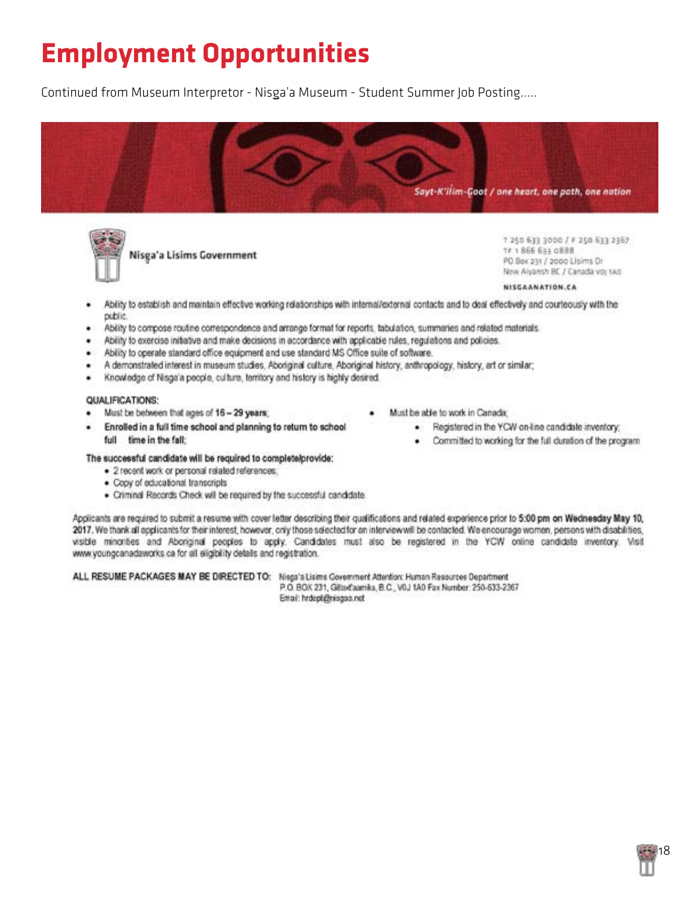# Employment Opportunities

Continued from Museum Interpretor - Nisga'a Museum - Student Summer Job Posting.....

Sayt-K'ilim-Goot / one heart, one path, one nation

Nisg̱a'a Lisims Government

T 250 633 3000 / F 250 633 2367
TF 1 866 633 0888
PO Box 231 / 2000 Lisims Dr
New Aiyansh BC / Canada V0J 1A0

NISGAANATION.CA

- Ability to establish and maintain effective working relationships with internal/external contacts and to deal effectively and courteously with the public.
- Ability to compose routine correspondence and arrange format for reports, tabulation, summaries and related materials.
- Ability to exercise initiative and make decisions in accordance with applicable rules, regulations and policies.
- Ability to operate standard office equipment and use standard MS Office suite of software.
- A demonstrated interest in museum studies, Aboriginal culture, Aboriginal history, anthropology, history, art or similar;
- Knowledge of Nisga'a people, culture, territory and history is highly desired.

**QUALIFICATIONS:**

- Must be between that ages of **16 – 29 years**;
- **Enrolled in a full time school and planning to return to school full time in the fall;**
- Must be able to work in Canada;
  - Registered in the YCW on-line candidate inventory;
  - Committed to working for the full duration of the program

**The successful candidate will be required to complete/provide:**

- 2 recent work or personal related references;
- Copy of educational transcripts
- Criminal Records Check will be required by the successful candidate.

Applicants are required to submit a resume with cover letter describing their qualifications and related experience prior to **5:00 pm on Wednesday May 10, 2017.** We thank all applicants for their interest, however, only those selected for an interview will be contacted. We encourage women, persons with disabilities, visible minorities and Aboriginal peoples to apply. Candidates must also be registered in the YCW online candidate inventory. Visit www.youngcanadaworks.ca for all eligibility details and registration.

**ALL RESUME PACKAGES MAY BE DIRECTED TO:** Nisga'a Lisims Government Attention: Human Resources Department
P.O. BOX 231, Gitlaxt'aamiks, B.C., V0J 1A0 Fax Number: 250-633-2367
Email: hrdept@nisgaa.net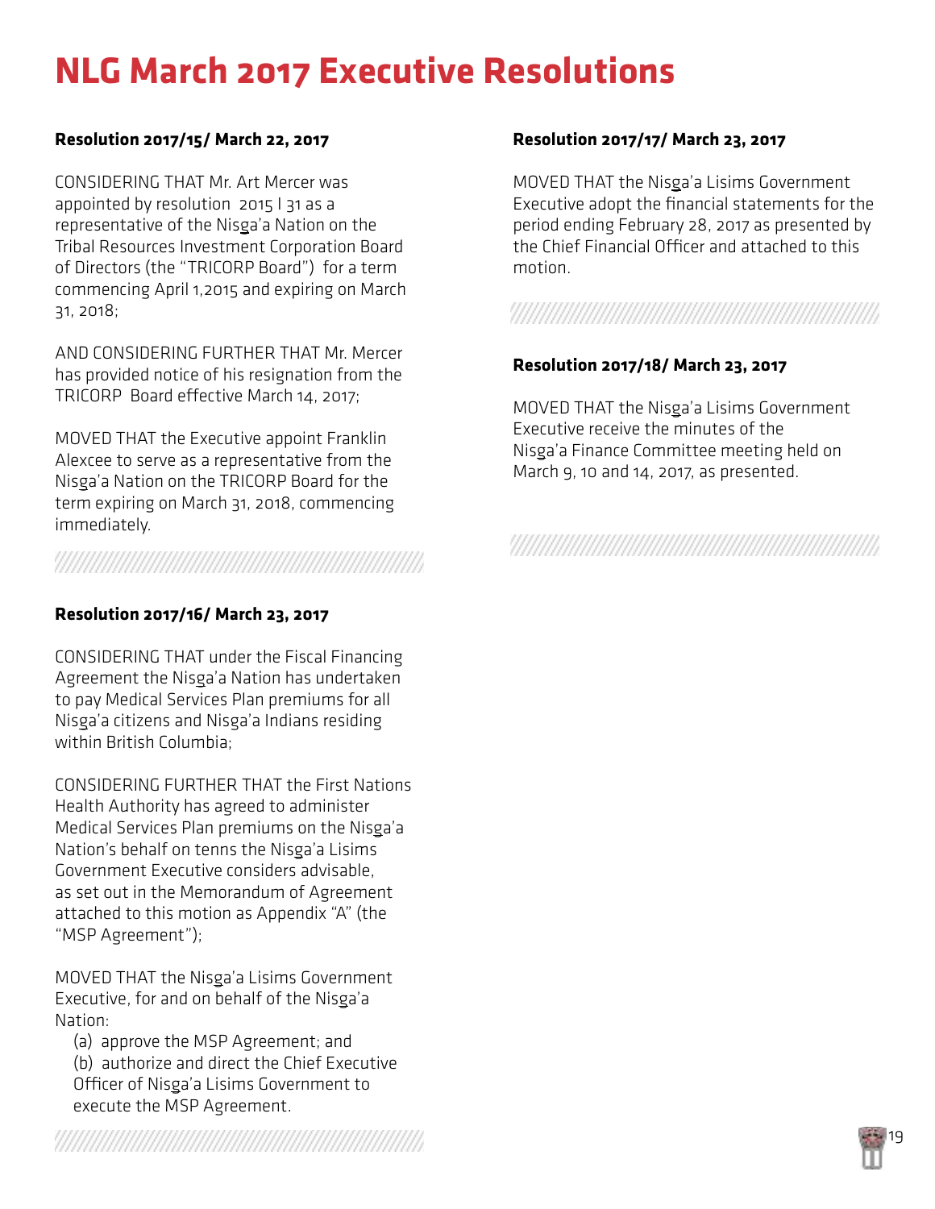# NLG March 2017 Executive Resolutions

### Resolution 2017/15/ March 22, 2017

CONSIDERING THAT Mr. Art Mercer was appointed by resolution 2015 I 31 as a representative of the Nisg̲a'a Nation on the Tribal Resources Investment Corporation Board of Directors (the "TRICORP Board") for a term commencing April 1,2015 and expiring on March 31, 2018;

AND CONSIDERING FURTHER THAT Mr. Mercer has provided notice of his resignation from the TRICORP Board effective March 14, 2017;

MOVED THAT the Executive appoint Franklin Alexcee to serve as a representative from the Nisg̲a'a Nation on the TRICORP Board for the term expiring on March 31, 2018, commencing immediately.

### Resolution 2017/16/ March 23, 2017

CONSIDERING THAT under the Fiscal Financing Agreement the Nisg̲a'a Nation has undertaken to pay Medical Services Plan premiums for all Nisg̲a'a citizens and Nisg̲a'a Indians residing within British Columbia;

CONSIDERING FURTHER THAT the First Nations Health Authority has agreed to administer Medical Services Plan premiums on the Nisg̲a'a Nation's behalf on tenns the Nisg̲a'a Lisims Government Executive considers advisable, as set out in the Memorandum of Agreement attached to this motion as Appendix "A" (the "MSP Agreement");

MOVED THAT the Nisg̲a'a Lisims Government Executive, for and on behalf of the Nisg̲a'a Nation:

(a) approve the MSP Agreement; and
(b) authorize and direct the Chief Executive Officer of Nisg̲a'a Lisims Government to execute the MSP Agreement.

### Resolution 2017/17/ March 23, 2017

MOVED THAT the Nisg̲a'a Lisims Government Executive adopt the financial statements for the period ending February 28, 2017 as presented by the Chief Financial Officer and attached to this motion.

### Resolution 2017/18/ March 23, 2017

MOVED THAT the Nisg̲a'a Lisims Government Executive receive the minutes of the Nisg̲a'a Finance Committee meeting held on March 9, 10 and 14, 2017, as presented.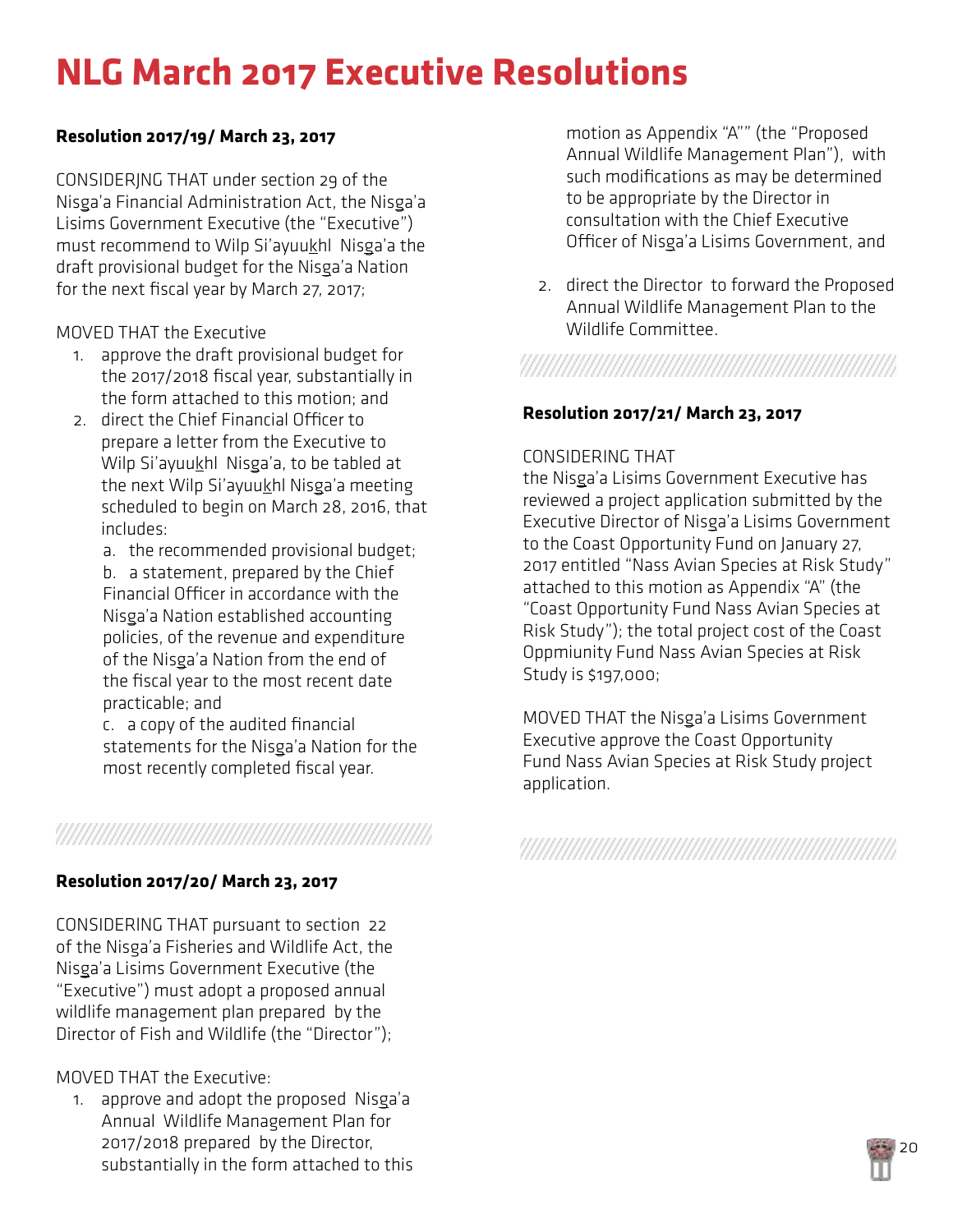# NLG March 2017 Executive Resolutions

**Resolution 2017/19/ March 23, 2017**

CONSIDERJNG THAT under section 29 of the Nisg̱a'a Financial Administration Act, the Nisg̱a'a Lisims Government Executive (the "Executive") must recommend to Wilp Si'ayuuḵhl Nisg̱a'a the draft provisional budget for the Nisg̱a'a Nation for the next fiscal year by March 27, 2017;

MOVED THAT the Executive

1. approve the draft provisional budget for the 2017/2018 fiscal year, substantially in the form attached to this motion; and
2. direct the Chief Financial Officer to prepare a letter from the Executive to Wilp Si'ayuuḵhl Nisg̱a'a, to be tabled at the next Wilp Si'ayuuḵhl Nisg̱a'a meeting scheduled to begin on March 28, 2016, that includes:
   a. the recommended provisional budget;
   b. a statement, prepared by the Chief Financial Officer in accordance with the Nisg̱a'a Nation established accounting policies, of the revenue and expenditure of the Nisg̱a'a Nation from the end of the fiscal year to the most recent date practicable; and
   c. a copy of the audited financial statements for the Nisg̱a'a Nation for the most recently completed fiscal year.

**Resolution 2017/20/ March 23, 2017**

CONSIDERING THAT pursuant to section 22 of the Nisg̱a'a Fisheries and Wildlife Act, the Nisg̱a'a Lisims Government Executive (the "Executive") must adopt a proposed annual wildlife management plan prepared by the Director of Fish and Wildlife (the "Director");

MOVED THAT the Executive:

1. approve and adopt the proposed Nisg̱a'a Annual Wildlife Management Plan for 2017/2018 prepared by the Director, substantially in the form attached to this motion as Appendix "A"" (the "Proposed Annual Wildlife Management Plan"), with such modifications as may be determined to be appropriate by the Director in consultation with the Chief Executive Officer of Nisg̱a'a Lisims Government, and
2. direct the Director to forward the Proposed Annual Wildlife Management Plan to the Wildlife Committee.

**Resolution 2017/21/ March 23, 2017**

CONSIDERING THAT
the Nisg̱a'a Lisims Government Executive has reviewed a project application submitted by the Executive Director of Nisg̱a'a Lisims Government to the Coast Opportunity Fund on January 27, 2017 entitled "Nass Avian Species at Risk Study" attached to this motion as Appendix "A" (the "Coast Opportunity Fund Nass Avian Species at Risk Study"); the total project cost of the Coast Oppmiunity Fund Nass Avian Species at Risk Study is $197,000;

MOVED THAT the Nisg̱a'a Lisims Government Executive approve the Coast Opportunity Fund Nass Avian Species at Risk Study project application.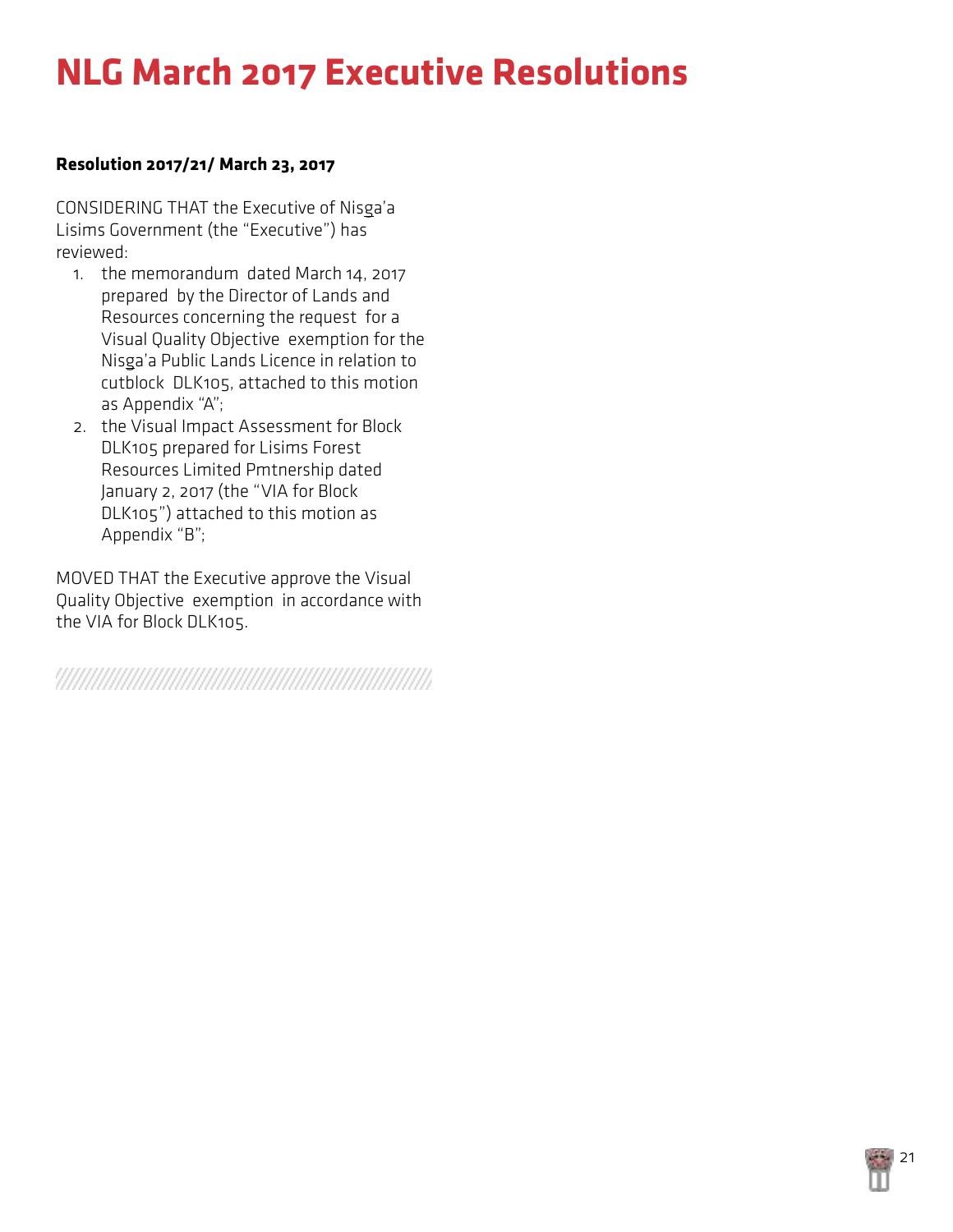# NLG March 2017 Executive Resolutions

**Resolution 2017/21/ March 23, 2017**

CONSIDERING THAT the Executive of Nisg̲a'a Lisims Government (the "Executive") has reviewed:

1. the memorandum dated March 14, 2017 prepared by the Director of Lands and Resources concerning the request for a Visual Quality Objective exemption for the Nisg̲a'a Public Lands Licence in relation to cutblock DLK105, attached to this motion as Appendix "A";
2. the Visual Impact Assessment for Block DLK105 prepared for Lisims Forest Resources Limited Pmtnership dated January 2, 2017 (the "VIA for Block DLK105") attached to this motion as Appendix "B";

MOVED THAT the Executive approve the Visual Quality Objective exemption in accordance with the VIA for Block DLK105.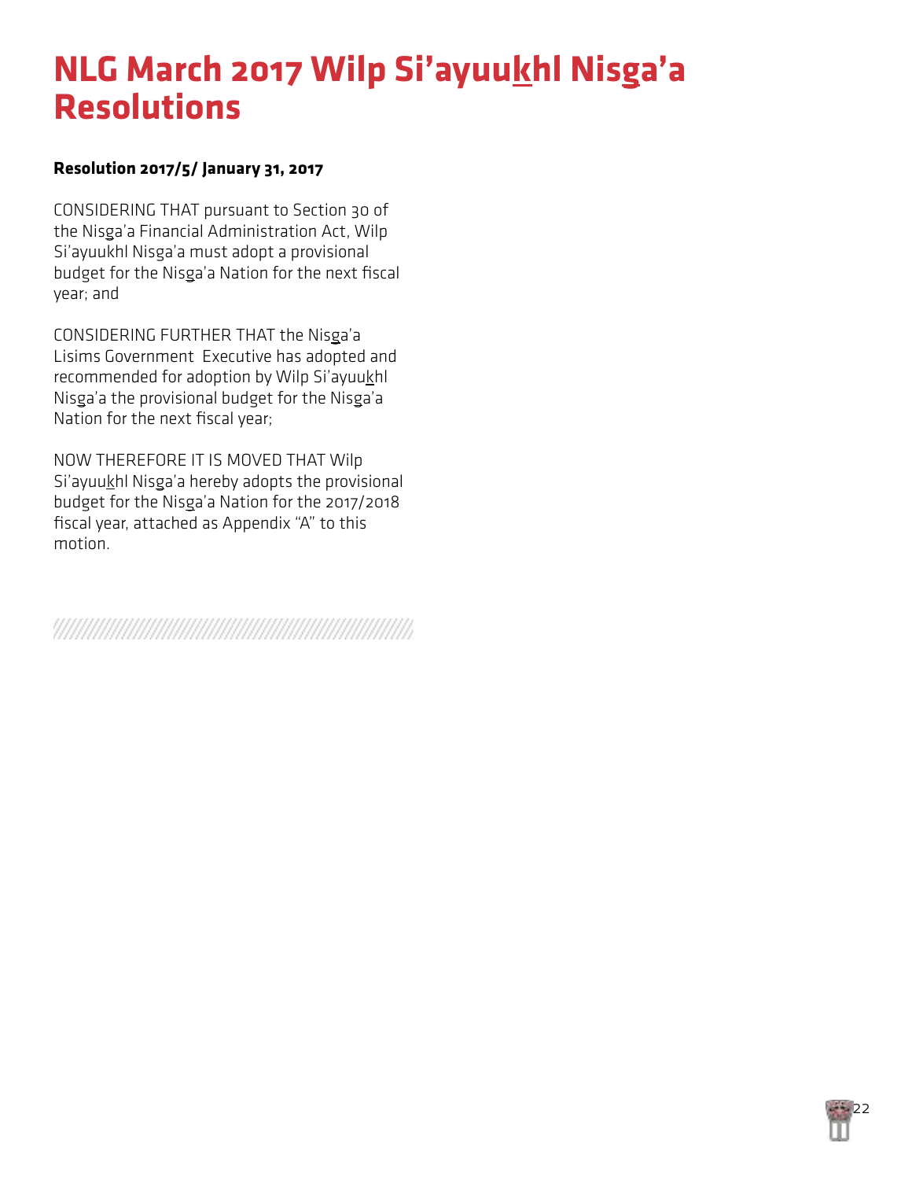# NLG March 2017 Wilp Si'ayuuk̲hl Nisg̲a'a Resolutions

**Resolution 2017/5/ January 31, 2017**

CONSIDERING THAT pursuant to Section 30 of the Nisg̲a'a Financial Administration Act, Wilp Si'ayuukhl Nisga'a must adopt a provisional budget for the Nisg̲a'a Nation for the next fiscal year; and

CONSIDERING FURTHER THAT the Nisg̲a'a Lisims Government  Executive has adopted and recommended for adoption by Wilp Si'ayuuk̲hl Nisg̲a'a the provisional budget for the Nisg̲a'a Nation for the next fiscal year;

NOW THEREFORE IT IS MOVED THAT Wilp Si'ayuuk̲hl Nisg̲a'a hereby adopts the provisional budget for the Nisg̲a'a Nation for the 2017/2018 fiscal year, attached as Appendix "A" to this motion.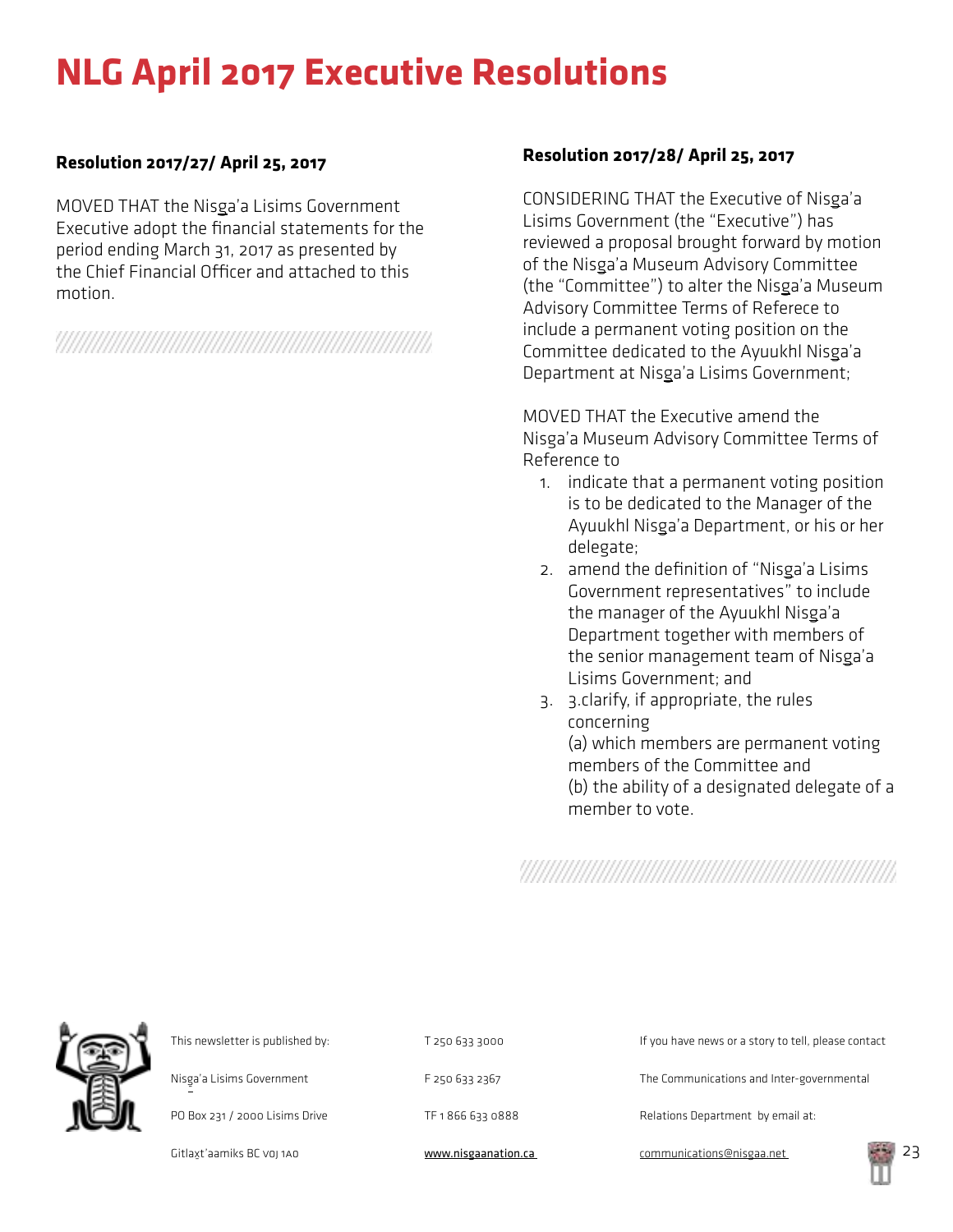# NLG April 2017 Executive Resolutions

**Resolution 2017/27/ April 25, 2017**

MOVED THAT the Nisg̱a'a Lisims Government Executive adopt the financial statements for the period ending March 31, 2017 as presented by the Chief Financial Officer and attached to this motion.

**Resolution 2017/28/ April 25, 2017**

CONSIDERING THAT the Executive of Nisg̱a'a Lisims Government (the "Executive") has reviewed a proposal brought forward by motion of the Nisg̱a'a Museum Advisory Committee (the "Committee") to alter the Nisg̱a'a Museum Advisory Committee Terms of Referece to include a permanent voting position on the Committee dedicated to the Ayuukhl Nisg̱a'a Department at Nisg̱a'a Lisims Government;

MOVED THAT the Executive amend the Nisg̱a'a Museum Advisory Committee Terms of Reference to

1. indicate that a permanent voting position is to be dedicated to the Manager of the Ayuukhl Nisg̱a'a Department, or his or her delegate;
2. amend the definition of "Nisg̱a'a Lisims Government representatives" to include the manager of the Ayuukhl Nisg̱a'a Department together with members of the senior management team of Nisg̱a'a Lisims Government; and
3. 3.clarify, if appropriate, the rules concerning
   (a) which members are permanent voting members of the Committee and
   (b) the ability of a designated delegate of a member to vote.

This newsletter is published by:

Nisg̱a'a Lisims Government

PO Box 231 / 2000 Lisims Drive

Gitlaxt'aamiks BC V0J 1A0

T 250 633 3000

F 250 633 2367

TF 1 866 633 0888

www.nisgaanation.ca

If you have news or a story to tell, please contact

The Communications and Inter-governmental

Relations Department by email at:

communications@nisgaa.net